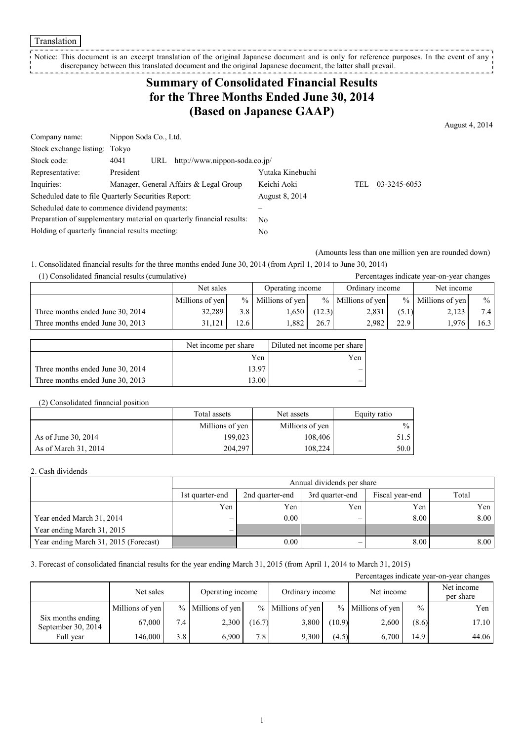Translation

Notice: This document is an excerpt translation of the original Japanese document and is only for reference purposes. In the event of any discrepancy between this translated document and the original Japanese document, the latter shall prevail.

# Summary of Consolidated Financial Results for the Three Months Ended June 30, 2014 (Based on Japanese GAAP)

August 4, 2014

| | | | |
|---|---|---|---|
| Company name: | Nippon Soda Co., Ltd. | | |
| Stock exchange listing: | Tokyo | | |
| Stock code: | 4041 URL http://www.nippon-soda.co.jp/ | | |
| Representative: | President | Yutaka Kinebuchi | |
| Inquiries: | Manager, General Affairs & Legal Group | Keichi Aoki | TEL 03-3245-6053 |
| Scheduled date to file Quarterly Securities Report: | | August 8, 2014 | |
| Scheduled date to commence dividend payments: | | – | |
| Preparation of supplementary material on quarterly financial results: | | No | |
| Holding of quarterly financial results meeting: | | No | |

(Amounts less than one million yen are rounded down)

1. Consolidated financial results for the three months ended June 30, 2014 (from April 1, 2014 to June 30, 2014)

(1) Consolidated financial results (cumulative)

Percentages indicate year-on-year changes

| | Net sales | | Operating income | | Ordinary income | | Net income | |
|---|---|---|---|---|---|---|---|---|
| | Millions of yen | % | Millions of yen | % | Millions of yen | % | Millions of yen | % |
| Three months ended June 30, 2014 | 32,289 | 3.8 | 1,650 | (12.3) | 2,831 | (5.1) | 2,123 | 7.4 |
| Three months ended June 30, 2013 | 31,121 | 12.6 | 1,882 | 26.7 | 2,982 | 22.9 | 1,976 | 16.3 |

| | Net income per share | Diluted net income per share |
|---|---|---|
| | Yen | Yen |
| Three months ended June 30, 2014 | 13.97 | – |
| Three months ended June 30, 2013 | 13.00 | – |

(2) Consolidated financial position

| | Total assets | Net assets | Equity ratio |
|---|---|---|---|
| | Millions of yen | Millions of yen | % |
| As of June 30, 2014 | 199,023 | 108,406 | 51.5 |
| As of March 31, 2014 | 204,297 | 108,224 | 50.0 |

2. Cash dividends

| | Annual dividends per share | | | | |
|---|---|---|---|---|---|
| | 1st quarter-end | 2nd quarter-end | 3rd quarter-end | Fiscal year-end | Total |
| | Yen | Yen | Yen | Yen | Yen |
| Year ended March 31, 2014 | – | 0.00 | – | 8.00 | 8.00 |
| Year ending March 31, 2015 | – | | | | |
| Year ending March 31, 2015 (Forecast) | | 0.00 | – | 8.00 | 8.00 |

3. Forecast of consolidated financial results for the year ending March 31, 2015 (from April 1, 2014 to March 31, 2015)

Percentages indicate year-on-year changes

| | Net sales | | Operating income | | Ordinary income | | Net income | | Net income per share |
|---|---|---|---|---|---|---|---|---|---|
| | Millions of yen | % | Millions of yen | % | Millions of yen | % | Millions of yen | % | Yen |
| Six months ending September 30, 2014 | 67,000 | 7.4 | 2,300 | (16.7) | 3,800 | (10.9) | 2,600 | (8.6) | 17.10 |
| Full year | 146,000 | 3.8 | 6,900 | 7.8 | 9,300 | (4.5) | 6,700 | 14.9 | 44.06 |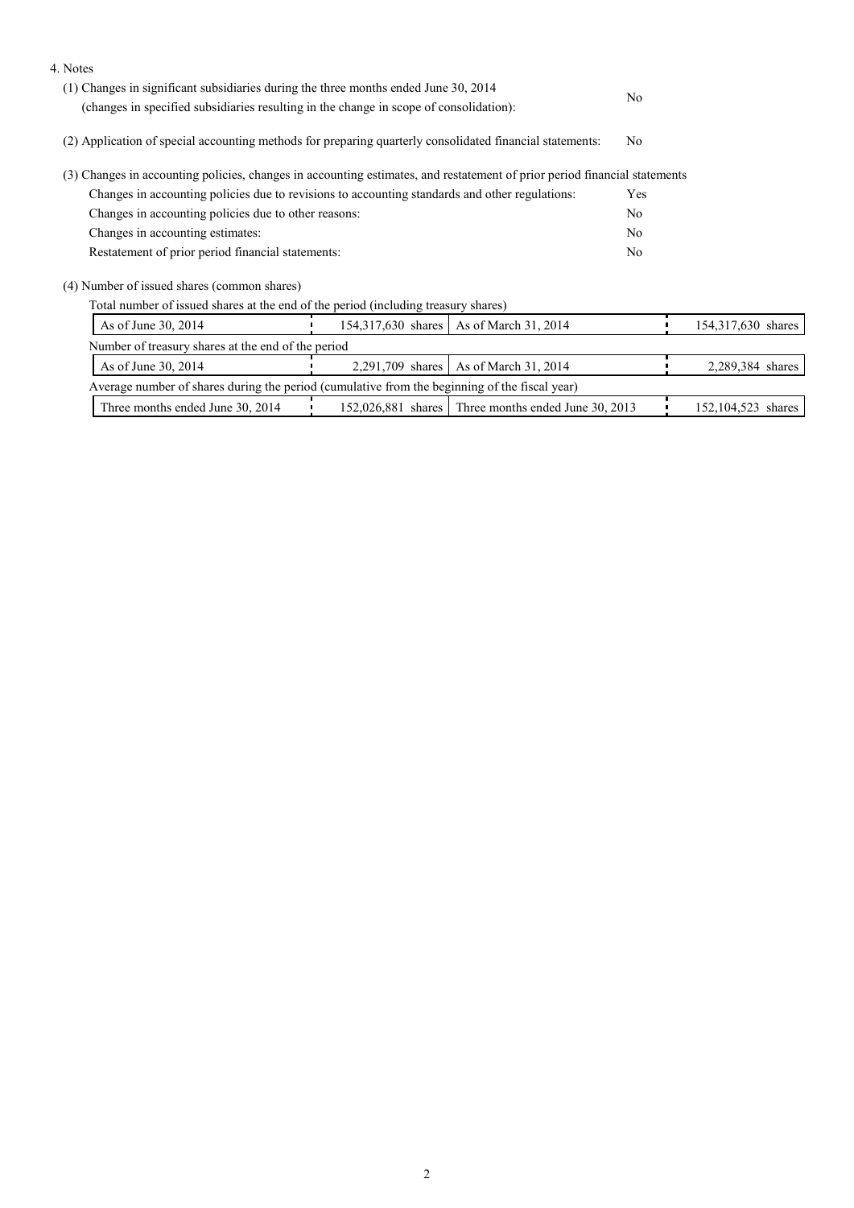4. Notes

(1) Changes in significant subsidiaries during the three months ended June 30, 2014 (changes in specified subsidiaries resulting in the change in scope of consolidation): No

(2) Application of special accounting methods for preparing quarterly consolidated financial statements: No

(3) Changes in accounting policies, changes in accounting estimates, and restatement of prior period financial statements

| | |
|---|---|
| Changes in accounting policies due to revisions to accounting standards and other regulations: | Yes |
| Changes in accounting policies due to other reasons: | No |
| Changes in accounting estimates: | No |
| Restatement of prior period financial statements: | No |

(4) Number of issued shares (common shares)

Total number of issued shares at the end of the period (including treasury shares)

| | | | |
|---|---|---|---|
| As of June 30, 2014 | 154,317,630 shares | As of March 31, 2014 | 154,317,630 shares |

Number of treasury shares at the end of the period

| | | | |
|---|---|---|---|
| As of June 30, 2014 | 2,291,709 shares | As of March 31, 2014 | 2,289,384 shares |

Average number of shares during the period (cumulative from the beginning of the fiscal year)

| | | | |
|---|---|---|---|
| Three months ended June 30, 2014 | 152,026,881 shares | Three months ended June 30, 2013 | 152,104,523 shares |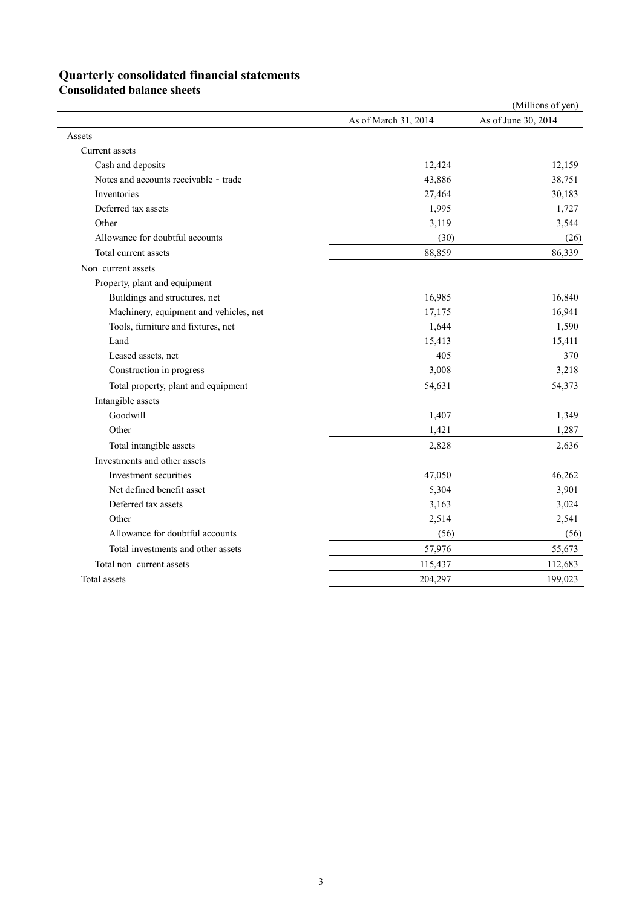# Quarterly consolidated financial statements

## Consolidated balance sheets

(Millions of yen)

| | As of March 31, 2014 | As of June 30, 2014 |
|---|---|---|
| Assets | | |
| Current assets | | |
| Cash and deposits | 12,424 | 12,159 |
| Notes and accounts receivable ‑ trade | 43,886 | 38,751 |
| Inventories | 27,464 | 30,183 |
| Deferred tax assets | 1,995 | 1,727 |
| Other | 3,119 | 3,544 |
| Allowance for doubtful accounts | (30) | (26) |
| Total current assets | 88,859 | 86,339 |
| Non‑current assets | | |
| Property, plant and equipment | | |
| Buildings and structures, net | 16,985 | 16,840 |
| Machinery, equipment and vehicles, net | 17,175 | 16,941 |
| Tools, furniture and fixtures, net | 1,644 | 1,590 |
| Land | 15,413 | 15,411 |
| Leased assets, net | 405 | 370 |
| Construction in progress | 3,008 | 3,218 |
| Total property, plant and equipment | 54,631 | 54,373 |
| Intangible assets | | |
| Goodwill | 1,407 | 1,349 |
| Other | 1,421 | 1,287 |
| Total intangible assets | 2,828 | 2,636 |
| Investments and other assets | | |
| Investment securities | 47,050 | 46,262 |
| Net defined benefit asset | 5,304 | 3,901 |
| Deferred tax assets | 3,163 | 3,024 |
| Other | 2,514 | 2,541 |
| Allowance for doubtful accounts | (56) | (56) |
| Total investments and other assets | 57,976 | 55,673 |
| Total non‑current assets | 115,437 | 112,683 |
| Total assets | 204,297 | 199,023 |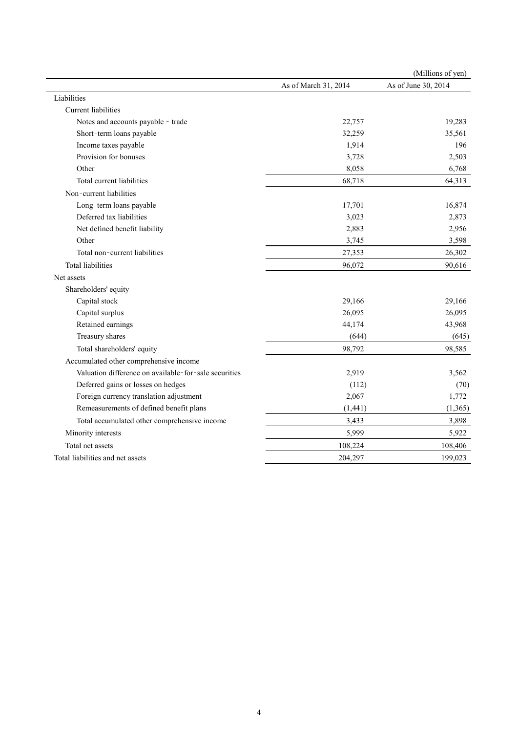(Millions of yen)

| | As of March 31, 2014 | As of June 30, 2014 |
|---|---|---|
| Liabilities | | |
| Current liabilities | | |
| Notes and accounts payable - trade | 22,757 | 19,283 |
| Short-term loans payable | 32,259 | 35,561 |
| Income taxes payable | 1,914 | 196 |
| Provision for bonuses | 3,728 | 2,503 |
| Other | 8,058 | 6,768 |
| Total current liabilities | 68,718 | 64,313 |
| Non-current liabilities | | |
| Long-term loans payable | 17,701 | 16,874 |
| Deferred tax liabilities | 3,023 | 2,873 |
| Net defined benefit liability | 2,883 | 2,956 |
| Other | 3,745 | 3,598 |
| Total non-current liabilities | 27,353 | 26,302 |
| Total liabilities | 96,072 | 90,616 |
| Net assets | | |
| Shareholders' equity | | |
| Capital stock | 29,166 | 29,166 |
| Capital surplus | 26,095 | 26,095 |
| Retained earnings | 44,174 | 43,968 |
| Treasury shares | (644) | (645) |
| Total shareholders' equity | 98,792 | 98,585 |
| Accumulated other comprehensive income | | |
| Valuation difference on available-for-sale securities | 2,919 | 3,562 |
| Deferred gains or losses on hedges | (112) | (70) |
| Foreign currency translation adjustment | 2,067 | 1,772 |
| Remeasurements of defined benefit plans | (1,441) | (1,365) |
| Total accumulated other comprehensive income | 3,433 | 3,898 |
| Minority interests | 5,999 | 5,922 |
| Total net assets | 108,224 | 108,406 |
| Total liabilities and net assets | 204,297 | 199,023 |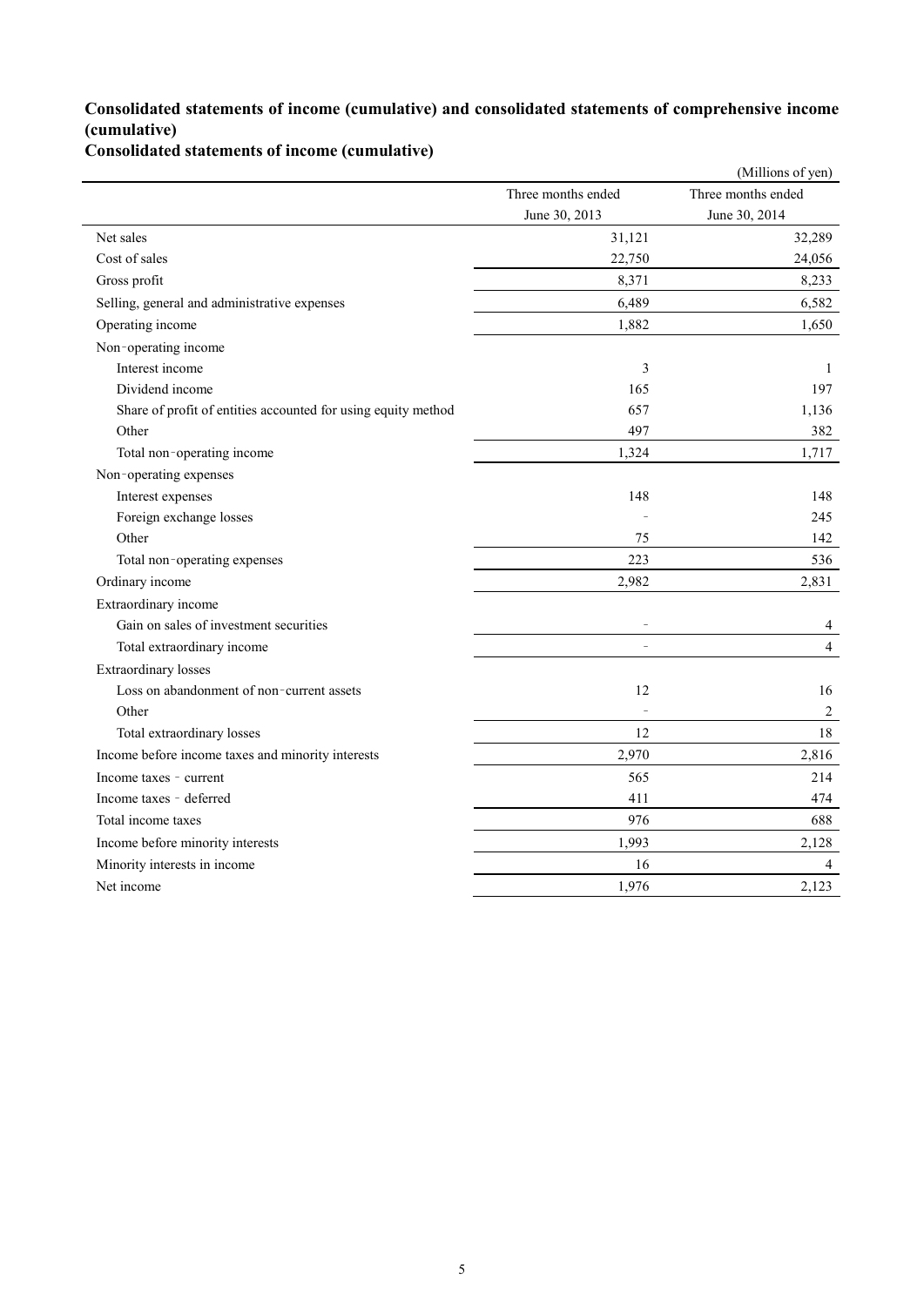## Consolidated statements of income (cumulative) and consolidated statements of comprehensive income (cumulative)

### Consolidated statements of income (cumulative)

(Millions of yen)

| | Three months ended June 30, 2013 | Three months ended June 30, 2014 |
|---|---|---|
| Net sales | 31,121 | 32,289 |
| Cost of sales | 22,750 | 24,056 |
| Gross profit | 8,371 | 8,233 |
| Selling, general and administrative expenses | 6,489 | 6,582 |
| Operating income | 1,882 | 1,650 |
| Non-operating income | | |
| Interest income | 3 | 1 |
| Dividend income | 165 | 197 |
| Share of profit of entities accounted for using equity method | 657 | 1,136 |
| Other | 497 | 382 |
| Total non-operating income | 1,324 | 1,717 |
| Non-operating expenses | | |
| Interest expenses | 148 | 148 |
| Foreign exchange losses | – | 245 |
| Other | 75 | 142 |
| Total non-operating expenses | 223 | 536 |
| Ordinary income | 2,982 | 2,831 |
| Extraordinary income | | |
| Gain on sales of investment securities | – | 4 |
| Total extraordinary income | – | 4 |
| Extraordinary losses | | |
| Loss on abandonment of non-current assets | 12 | 16 |
| Other | – | 2 |
| Total extraordinary losses | 12 | 18 |
| Income before income taxes and minority interests | 2,970 | 2,816 |
| Income taxes - current | 565 | 214 |
| Income taxes - deferred | 411 | 474 |
| Total income taxes | 976 | 688 |
| Income before minority interests | 1,993 | 2,128 |
| Minority interests in income | 16 | 4 |
| Net income | 1,976 | 2,123 |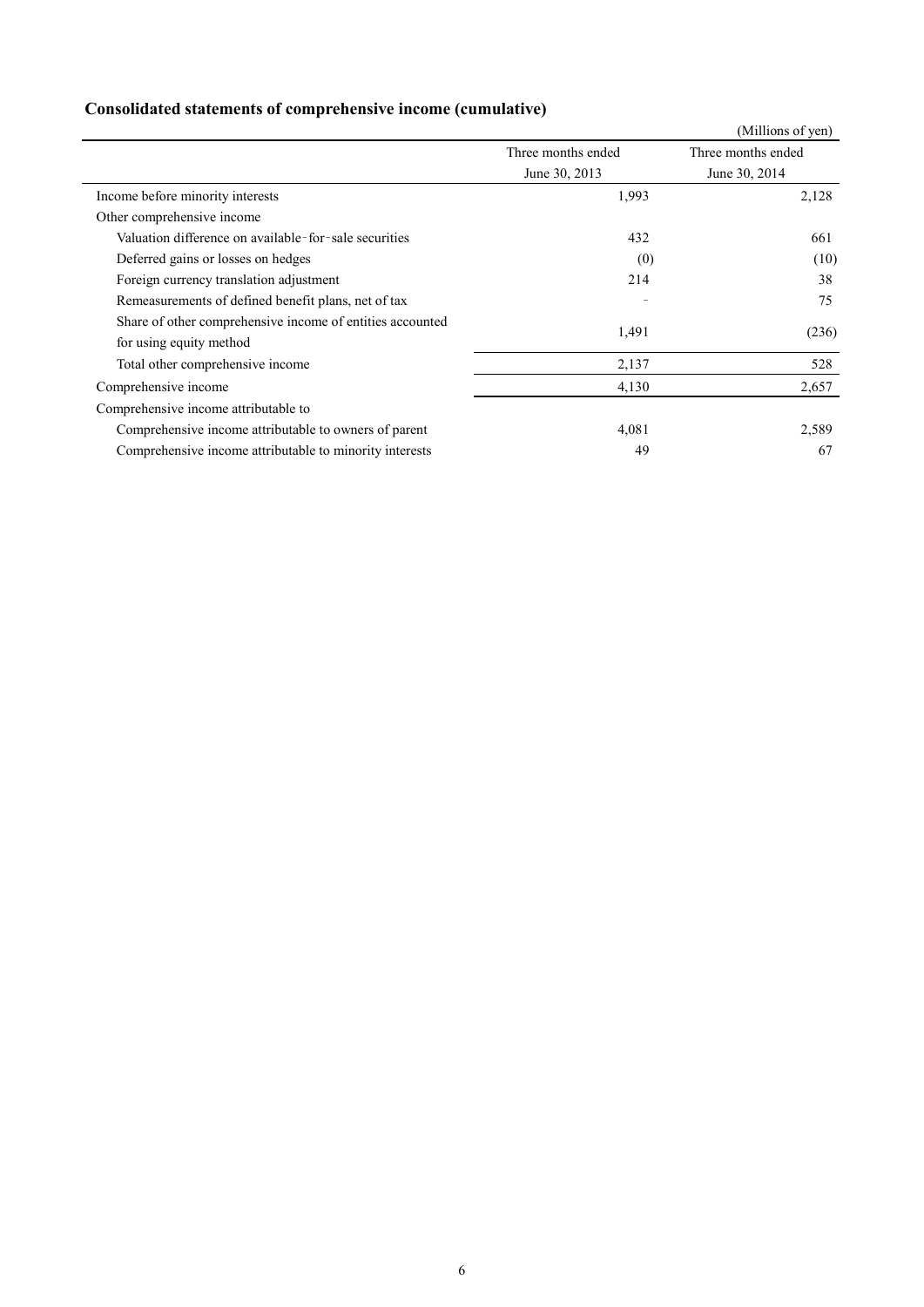## Consolidated statements of comprehensive income (cumulative)

(Millions of yen)

| | Three months ended June 30, 2013 | Three months ended June 30, 2014 |
|---|---|---|
| Income before minority interests | 1,993 | 2,128 |
| Other comprehensive income | | |
| Valuation difference on available-for-sale securities | 432 | 661 |
| Deferred gains or losses on hedges | (0) | (10) |
| Foreign currency translation adjustment | 214 | 38 |
| Remeasurements of defined benefit plans, net of tax | – | 75 |
| Share of other comprehensive income of entities accounted for using equity method | 1,491 | (236) |
| Total other comprehensive income | 2,137 | 528 |
| Comprehensive income | 4,130 | 2,657 |
| Comprehensive income attributable to | | |
| Comprehensive income attributable to owners of parent | 4,081 | 2,589 |
| Comprehensive income attributable to minority interests | 49 | 67 |